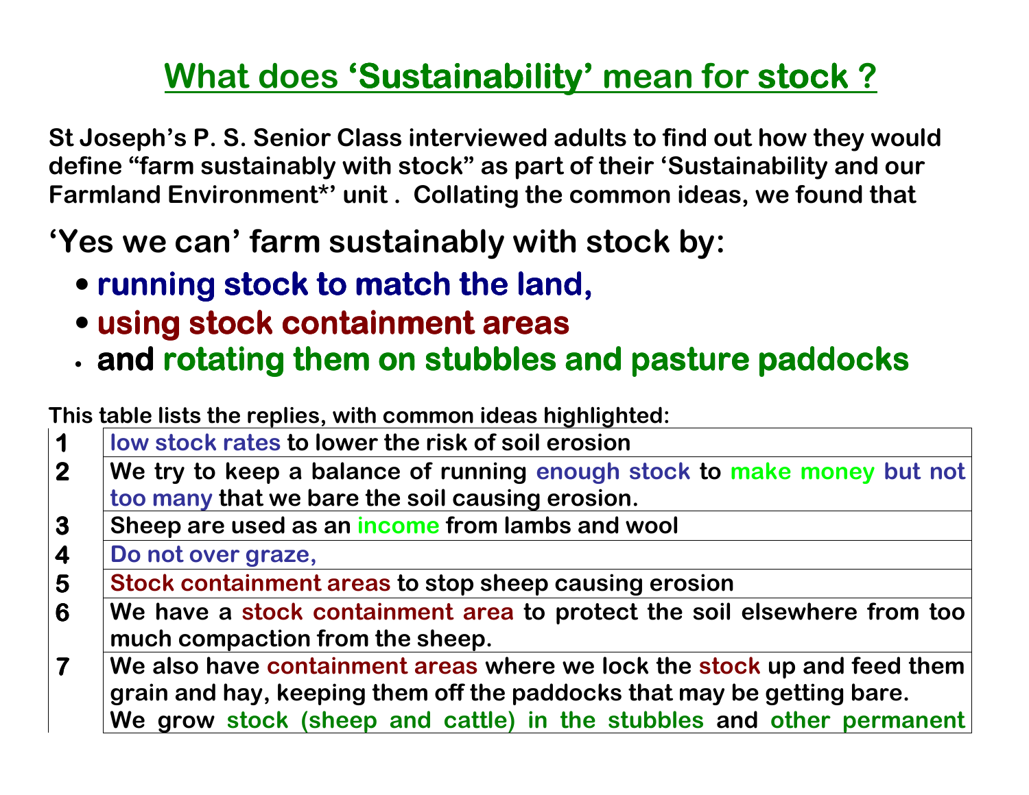# What does 'Sustainability' mean for stock ?

**St Joseph's P. S. Senior Class interviewed adults to find out how they would define "farm sustainably with stock" as part of their 'Sustainability and our Farmland Environment*' unit . Collating the common ideas, we found that**

## 'Yes we can' farm sustainably with stock by:

- **running stock to match the land,**
- **using stock containment areas**
- **and rotating them on stubbles and pasture paddocks**

**This table lists the replies, with common ideas highlighted:**

| | |
|---|---|
| **1** | **low stock rates to lower the risk of soil erosion** |
| **2** | **We try to keep a balance of running enough stock to make money but not too many that we bare the soil causing erosion.** |
| **3** | **Sheep are used as an income from lambs and wool** |
| **4** | **Do not over graze,** |
| **5** | **Stock containment areas to stop sheep causing erosion** |
| **6** | **We have a stock containment area to protect the soil elsewhere from too much compaction from the sheep.** |
| **7** | **We also have containment areas where we lock the stock up and feed them grain and hay, keeping them off the paddocks that may be getting bare. We grow stock (sheep and cattle) in the stubbles and other permanent** |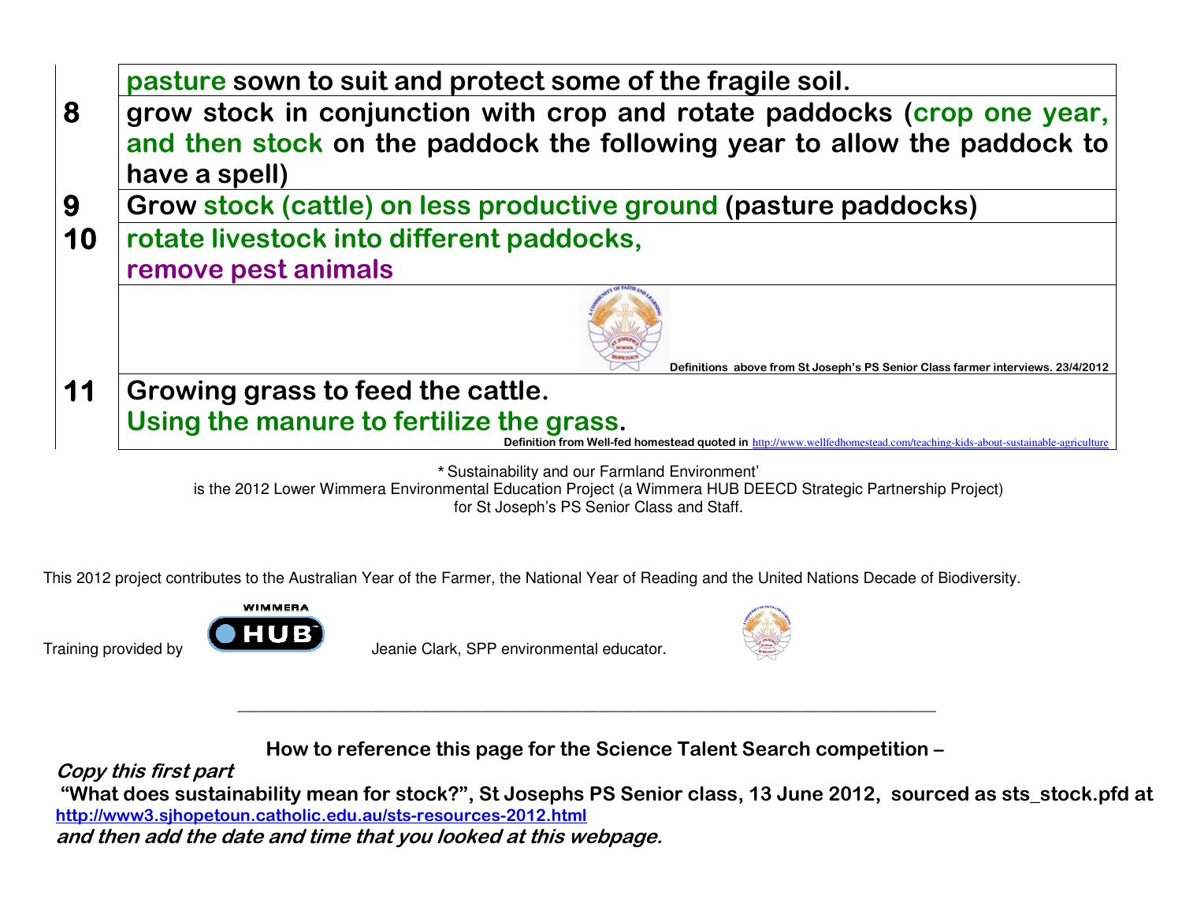| | |
|---|---|
| | **pasture sown to suit and protect some of the fragile soil.** |
| **8** | **grow stock in conjunction with crop and rotate paddocks (crop one year, and then stock on the paddock the following year to allow the paddock to have a spell)** |
| **9** | **Grow stock (cattle) on less productive ground (pasture paddocks)** |
| **10** | **rotate livestock into different paddocks,**<br>**remove pest animals** |
| | **Definitions above from St Joseph's PS Senior Class farmer interviews. 23/4/2012** |
| **11** | **Growing grass to feed the cattle.**<br>**Using the manure to fertilize the grass.**<br>**Definition from Well-fed homestead quoted in** http://www.wellfedhomestead.com/teaching-kids-about-sustainable-agriculture |

* Sustainability and our Farmland Environment'
is the 2012 Lower Wimmera Environmental Education Project (a Wimmera HUB DEECD Strategic Partnership Project)
for St Joseph's PS Senior Class and Staff.

This 2012 project contributes to the Australian Year of the Farmer, the National Year of Reading and the United Nations Decade of Biodiversity.

Training provided by WIMMERA HUB Jeanie Clark, SPP environmental educator.

---

**How to reference this page for the Science Talent Search competition –**

***Copy this first part***

**"What does sustainability mean for stock?", St Josephs PS Senior class, 13 June 2012, sourced as sts_stock.pfd at** **http://www3.sjhopetoun.catholic.edu.au/sts-resources-2012.html**

***and then add the date and time that you looked at this webpage.***